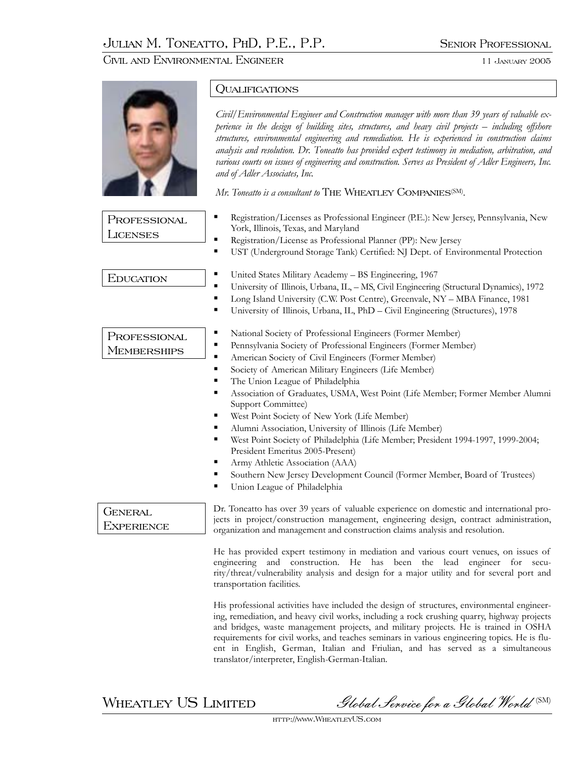# Julian M. Toneatto, PhD, P.E., P.P.

**Senior Professional**

Civil and Environmental Engineer

11 January 2005

## Qualifications

*Civil/Environmental Engineer and Construction manager with more than 39 years of valuable experience in the design of building sites, structures, and heavy civil projects – including offshore structures, environmental engineering and remediation. He is experienced in construction claims analysis and resolution. Dr. Toneatto has provided expert testimony in mediation, arbitration, and various courts on issues of engineering and construction. Serves as President of Adler Engineers, Inc. and of Adler Associates, Inc.*

*Mr. Toneatto is a consultant to* The Wheatley Companies(SM).

## Professional Licenses

- Registration/Licenses as Professional Engineer (P.E.): New Jersey, Pennsylvania, New York, Illinois, Texas, and Maryland
- Registration/License as Professional Planner (PP): New Jersey
- UST (Underground Storage Tank) Certified: NJ Dept. of Environmental Protection

## Education

- United States Military Academy – BS Engineering, 1967
- University of Illinois, Urbana, IL, – MS, Civil Engineering (Structural Dynamics), 1972
- Long Island University (C.W. Post Centre), Greenvale, NY – MBA Finance, 1981
- University of Illinois, Urbana, IL, PhD – Civil Engineering (Structures), 1978

## Professional Memberships

- National Society of Professional Engineers (Former Member)
- Pennsylvania Society of Professional Engineers (Former Member)
- American Society of Civil Engineers (Former Member)
- Society of American Military Engineers (Life Member)
- The Union League of Philadelphia
- Association of Graduates, USMA, West Point (Life Member; Former Member Alumni Support Committee)
- West Point Society of New York (Life Member)
- Alumni Association, University of Illinois (Life Member)
- West Point Society of Philadelphia (Life Member; President 1994-1997, 1999-2004; President Emeritus 2005-Present)
- Army Athletic Association (AAA)
- Southern New Jersey Development Council (Former Member, Board of Trustees)
- Union League of Philadelphia

## General Experience

Dr. Toneatto has over 39 years of valuable experience on domestic and international projects in project/construction management, engineering design, contract administration, organization and management and construction claims analysis and resolution.

He has provided expert testimony in mediation and various court venues, on issues of engineering and construction. He has been the lead engineer for security/threat/vulnerability analysis and design for a major utility and for several port and transportation facilities.

His professional activities have included the design of structures, environmental engineering, remediation, and heavy civil works, including a rock crushing quarry, highway projects and bridges, waste management projects, and military projects. He is trained in OSHA requirements for civil works, and teaches seminars in various engineering topics. He is fluent in English, German, Italian and Friulian, and has served as a simultaneous translator/interpreter, English-German-Italian.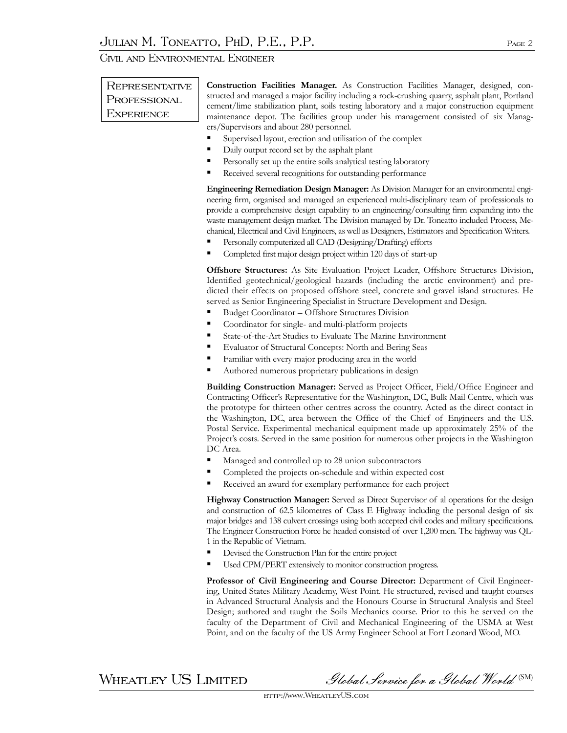## Representative Professional Experience

**Construction Facilities Manager.** As Construction Facilities Manager, designed, constructed and managed a major facility including a rock-crushing quarry, asphalt plant, Portland cement/lime stabilization plant, soils testing laboratory and a major construction equipment maintenance depot. The facilities group under his management consisted of six Managers/Supervisors and about 280 personnel.

- Supervised layout, erection and utilisation of the complex
- Daily output record set by the asphalt plant
- Personally set up the entire soils analytical testing laboratory
- Received several recognitions for outstanding performance

**Engineering Remediation Design Manager:** As Division Manager for an environmental engineering firm, organised and managed an experienced multi-disciplinary team of professionals to provide a comprehensive design capability to an engineering/consulting firm expanding into the waste management design market. The Division managed by Dr. Toneatto included Process, Mechanical, Electrical and Civil Engineers, as well as Designers, Estimators and Specification Writers.

- Personally computerized all CAD (Designing/Drafting) efforts
- Completed first major design project within 120 days of start-up

**Offshore Structures:** As Site Evaluation Project Leader, Offshore Structures Division, Identified geotechnical/geological hazards (including the arctic environment) and predicted their effects on proposed offshore steel, concrete and gravel island structures. He served as Senior Engineering Specialist in Structure Development and Design.

- Budget Coordinator – Offshore Structures Division
- Coordinator for single- and multi-platform projects
- State-of-the-Art Studies to Evaluate The Marine Environment
- Evaluator of Structural Concepts: North and Bering Seas
- Familiar with every major producing area in the world
- Authored numerous proprietary publications in design

**Building Construction Manager:** Served as Project Officer, Field/Office Engineer and Contracting Officer's Representative for the Washington, DC, Bulk Mail Centre, which was the prototype for thirteen other centres across the country. Acted as the direct contact in the Washington, DC, area between the Office of the Chief of Engineers and the U.S. Postal Service. Experimental mechanical equipment made up approximately 25% of the Project's costs. Served in the same position for numerous other projects in the Washington DC Area.

- Managed and controlled up to 28 union subcontractors
- Completed the projects on-schedule and within expected cost
- Received an award for exemplary performance for each project

**Highway Construction Manager:** Served as Direct Supervisor of al operations for the design and construction of 62.5 kilometres of Class E Highway including the personal design of six major bridges and 138 culvert crossings using both accepted civil codes and military specifications. The Engineer Construction Force he headed consisted of over 1,200 men. The highway was QL-1 in the Republic of Vietnam.

- Devised the Construction Plan for the entire project
- Used CPM/PERT extensively to monitor construction progress.

**Professor of Civil Engineering and Course Director:** Department of Civil Engineering, United States Military Academy, West Point. He structured, revised and taught courses in Advanced Structural Analysis and the Honours Course in Structural Analysis and Steel Design; authored and taught the Soils Mechanics course. Prior to this he served on the faculty of the Department of Civil and Mechanical Engineering of the USMA at West Point, and on the faculty of the US Army Engineer School at Fort Leonard Wood, MO.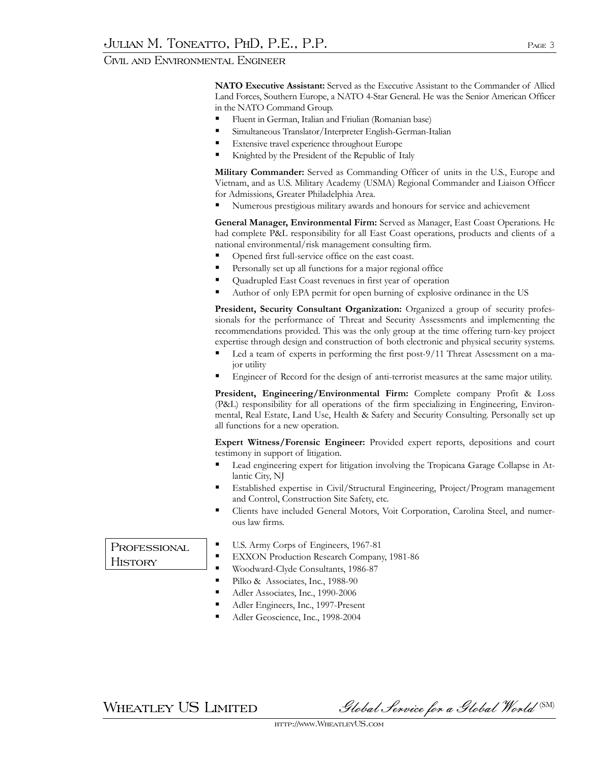**NATO Executive Assistant:** Served as the Executive Assistant to the Commander of Allied Land Forces, Southern Europe, a NATO 4-Star General. He was the Senior American Officer in the NATO Command Group.

- Fluent in German, Italian and Friulian (Romanian base)
- Simultaneous Translator/Interpreter English-German-Italian
- Extensive travel experience throughout Europe
- Knighted by the President of the Republic of Italy

**Military Commander:** Served as Commanding Officer of units in the U.S., Europe and Vietnam, and as U.S. Military Academy (USMA) Regional Commander and Liaison Officer for Admissions, Greater Philadelphia Area.

- Numerous prestigious military awards and honours for service and achievement

**General Manager, Environmental Firm:** Served as Manager, East Coast Operations. He had complete P&L responsibility for all East Coast operations, products and clients of a national environmental/risk management consulting firm.

- Opened first full-service office on the east coast.
- Personally set up all functions for a major regional office
- Quadrupled East Coast revenues in first year of operation
- Author of only EPA permit for open burning of explosive ordinance in the US

**President, Security Consultant Organization:** Organized a group of security professionals for the performance of Threat and Security Assessments and implementing the recommendations provided. This was the only group at the time offering turn-key project expertise through design and construction of both electronic and physical security systems.

- Led a team of experts in performing the first post-9/11 Threat Assessment on a major utility
- Engineer of Record for the design of anti-terrorist measures at the same major utility.

**President, Engineering/Environmental Firm:** Complete company Profit & Loss (P&L) responsibility for all operations of the firm specializing in Engineering, Environmental, Real Estate, Land Use, Health & Safety and Security Consulting. Personally set up all functions for a new operation.

**Expert Witness/Forensic Engineer:** Provided expert reports, depositions and court testimony in support of litigation.

- Lead engineering expert for litigation involving the Tropicana Garage Collapse in Atlantic City, NJ
- Established expertise in Civil/Structural Engineering, Project/Program management and Control, Construction Site Safety, etc.
- Clients have included General Motors, Voit Corporation, Carolina Steel, and numerous law firms.

## Professional History

- U.S. Army Corps of Engineers, 1967-81
- EXXON Production Research Company, 1981-86
- Woodward-Clyde Consultants, 1986-87
- Pilko & Associates, Inc., 1988-90
- Adler Associates, Inc., 1990-2006
- Adler Engineers, Inc., 1997-Present
- Adler Geoscience, Inc., 1998-2004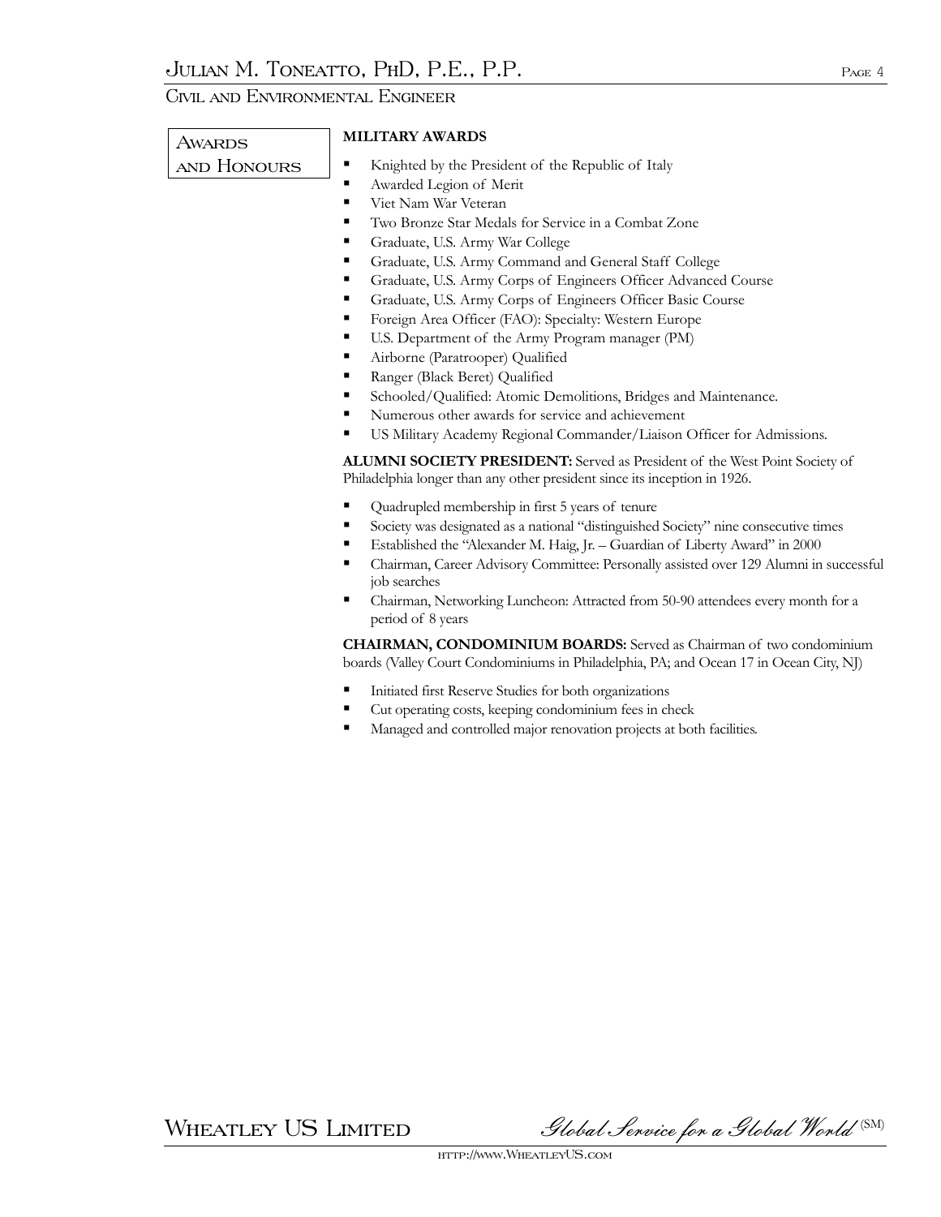## Awards and Honours

**MILITARY AWARDS**

- Knighted by the President of the Republic of Italy
- Awarded Legion of Merit
- Viet Nam War Veteran
- Two Bronze Star Medals for Service in a Combat Zone
- Graduate, U.S. Army War College
- Graduate, U.S. Army Command and General Staff College
- Graduate, U.S. Army Corps of Engineers Officer Advanced Course
- Graduate, U.S. Army Corps of Engineers Officer Basic Course
- Foreign Area Officer (FAO): Specialty: Western Europe
- U.S. Department of the Army Program manager (PM)
- Airborne (Paratrooper) Qualified
- Ranger (Black Beret) Qualified
- Schooled/Qualified: Atomic Demolitions, Bridges and Maintenance.
- Numerous other awards for service and achievement
- US Military Academy Regional Commander/Liaison Officer for Admissions.

**ALUMNI SOCIETY PRESIDENT:** Served as President of the West Point Society of Philadelphia longer than any other president since its inception in 1926.

- Quadrupled membership in first 5 years of tenure
- Society was designated as a national "distinguished Society" nine consecutive times
- Established the "Alexander M. Haig, Jr. – Guardian of Liberty Award" in 2000
- Chairman, Career Advisory Committee: Personally assisted over 129 Alumni in successful job searches
- Chairman, Networking Luncheon: Attracted from 50-90 attendees every month for a period of 8 years

**CHAIRMAN, CONDOMINIUM BOARDS:** Served as Chairman of two condominium boards (Valley Court Condominiums in Philadelphia, PA; and Ocean 17 in Ocean City, NJ)

- Initiated first Reserve Studies for both organizations
- Cut operating costs, keeping condominium fees in check
- Managed and controlled major renovation projects at both facilities.